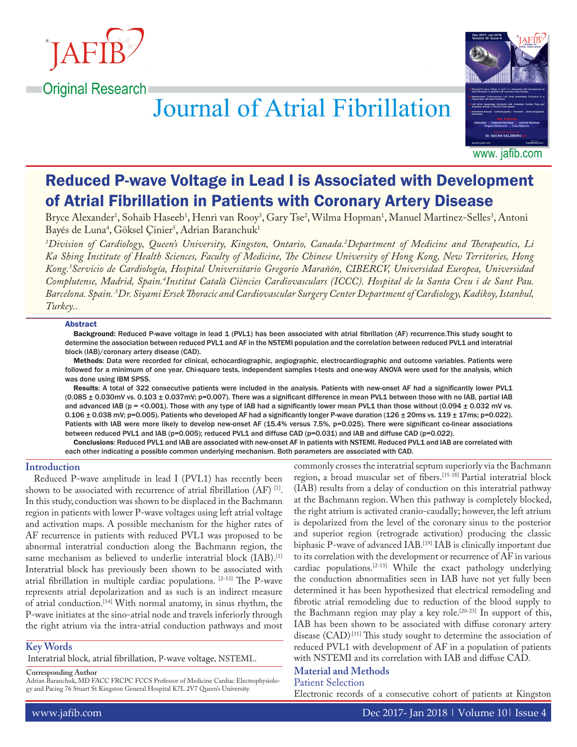Original Research

# Reduced P-wave Voltage in Lead I is Associated with Development of Atrial Fibrillation in Patients with Coronary Artery Disease

Bryce Alexander[1], Sohaib Haseeb[1], Henri van Rooy[3], Gary Tse[2], Wilma Hopman[1], Manuel Martinez-Selles[3], Antoni Bayés de Luna[4], Göksel Çinier[5], Adrian Baranchuk[1]

*[1]Division of Cardiology, Queen's University, Kingston, Ontario, Canada.[2]Department of Medicine and Therapeutics, Li Ka Shing Institute of Health Sciences, Faculty of Medicine, The Chinese University of Hong Kong, New Territories, Hong Kong.[3]Servicio de Cardiología, Hospital Universitario Gregorio Marañón, CIBERCV, Universidad Europea, Universidad Complutense, Madrid, Spain.[4]Institut Català Ciències Cardiovasculars (ICCC). Hospital de la Santa Creu i de Sant Pau. Barcelona. Spain.[5]Dr. Siyami Ersek Thoracic and Cardiovascular Surgery Center Department of Cardiology, Kadikoy, Istanbul, Turkey..*

## Abstract

**Background:** Reduced P-wave voltage in lead 1 (PVL1) has been associated with atrial fibrillation (AF) recurrence.This study sought to determine the association between reduced PVL1 and AF in the NSTEMI population and the correlation between reduced PVL1 and interatrial block (IAB)/coronary artery disease (CAD).

**Methods:** Data were recorded for clinical, echocardiographic, angiographic, electrocardiographic and outcome variables. Patients were followed for a minimum of one year. Chi-square tests, independent samples t-tests and one-way ANOVA were used for the analysis, which was done using IBM SPSS.

**Results:** A total of 322 consecutive patients were included in the analysis. Patients with new-onset AF had a significantly lower PVL1 (0.085 ± 0.030mV vs. 0.103 ± 0.037mV; p=0.007). There was a significant difference in mean PVL1 between those with no IAB, partial IAB and advanced IAB (p = <0.001). Those with any type of IAB had a significantly lower mean PVL1 than those without (0.094 ± 0.032 mV vs. 0.106 ± 0.038 mV; p=0.005). Patients who developed AF had a significantly longer P-wave duration (126 ± 20ms vs. 119 ± 17ms; p=0.022). Patients with IAB were more likely to develop new-onset AF (15.4% versus 7.5%, p=0.025). There were significant co-linear associations between reduced PVL1 and IAB (p=0.005); reduced PVL1 and diffuse CAD (p=0.031) and IAB and diffuse CAD (p=0.022).

**Conclusions:** Reduced PVL1 and IAB are associated with new-onset AF in patients with NSTEMI. Reduced PVL1 and IAB are correlated with each other indicating a possible common underlying mechanism. Both parameters are associated with CAD.

## Key Words

Interatrial block, atrial fibrillation, P-wave voltage, NSTEMI..

**Corresponding Author**
Adrian Baranchuk, MD FACC FRCPC FCCS Professor of Medicine Cardiac Electrophysiology and Pacing 76 Stuart St Kingston General Hospital K7L 2V7 Queen's University.

## Introduction

Reduced P-wave amplitude in lead I (PVL1) has recently been shown to be associated with recurrence of atrial fibrillation (AF) [1]. In this study, conduction was shown to be displaced in the Bachmann region in patients with lower P-wave voltages using left atrial voltage and activation maps. A possible mechanism for the higher rates of AF recurrence in patients with reduced PVL1 was proposed to be abnormal interatrial conduction along the Bachmann region, the same mechanism as believed to underlie interatrial block (IAB).[1] Interatrial block has previously been shown to be associated with atrial fibrillation in multiple cardiac populations. [2-13] The P-wave represents atrial depolarization and as such is an indirect measure of atrial conduction.[14] With normal anatomy, in sinus rhythm, the P-wave initiates at the sino-atrial node and travels inferiorly through the right atrium via the intra-atrial conduction pathways and most commonly crosses the interatrial septum superiorly via the Bachmann region, a broad muscular set of fibers.[15-18] Partial interatrial block (IAB) results from a delay of conduction on this interatrial pathway at the Bachmann region. When this pathway is completely blocked, the right atrium is activated cranio-caudally; however, the left atrium is depolarized from the level of the coronary sinus to the posterior and superior region (retrograde activation) producing the classic biphasic P-wave of advanced IAB.[19] IAB is clinically important due to its correlation with the development or recurrence of AF in various cardiac populations.[2-13] While the exact pathology underlying the conduction abnormalities seen in IAB have not yet fully been determined it has been hypothesized that electrical remodeling and fibrotic atrial remodeling due to reduction of the blood supply to the Bachmann region may play a key role.[20-23] In support of this, IAB has been shown to be associated with diffuse coronary artery disease (CAD).[11] This study sought to determine the association of reduced PVL1 with development of AF in a population of patients with NSTEMI and its correlation with IAB and diffuse CAD.

## Material and Methods

### Patient Selection

Electronic records of a consecutive cohort of patients at Kingston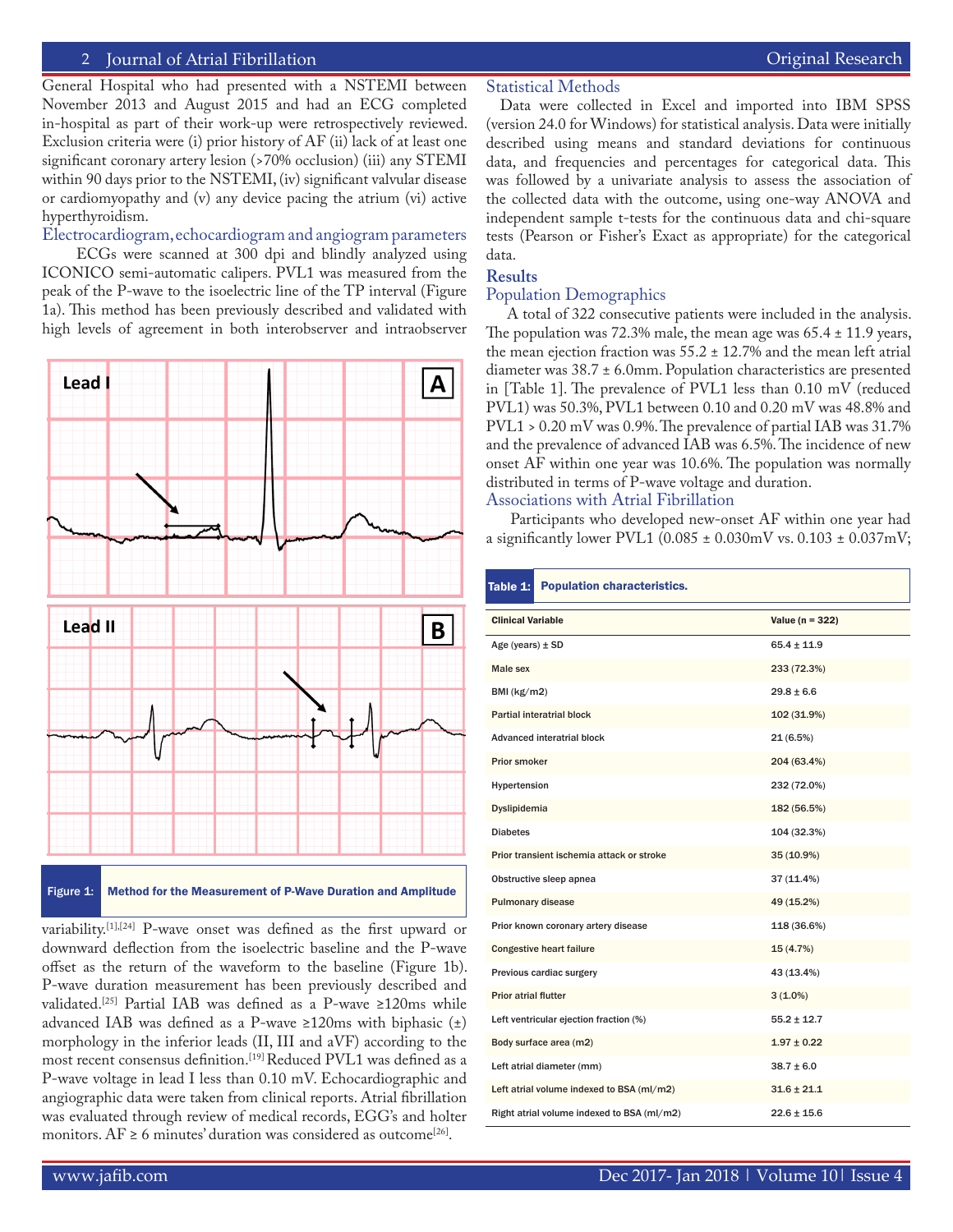General Hospital who had presented with a NSTEMI between November 2013 and August 2015 and had an ECG completed in-hospital as part of their work-up were retrospectively reviewed. Exclusion criteria were (i) prior history of AF (ii) lack of at least one significant coronary artery lesion (>70% occlusion) (iii) any STEMI within 90 days prior to the NSTEMI, (iv) significant valvular disease or cardiomyopathy and (v) any device pacing the atrium (vi) active hyperthyroidism.

## Electrocardiogram, echocardiogram and angiogram parameters

ECGs were scanned at 300 dpi and blindly analyzed using ICONICO semi-automatic calipers. PVL1 was measured from the peak of the P-wave to the isoelectric line of the TP interval (Figure 1a). This method has been previously described and validated with high levels of agreement in both interobserver and intraobserver variability.[1],[24] P-wave onset was defined as the first upward or downward deflection from the isoelectric baseline and the P-wave offset as the return of the waveform to the baseline (Figure 1b). P-wave duration measurement has been previously described and validated.[25] Partial IAB was defined as a P-wave ≥120ms while advanced IAB was defined as a P-wave ≥120ms with biphasic (±) morphology in the inferior leads (II, III and aVF) according to the most recent consensus definition.[19] Reduced PVL1 was defined as a P-wave voltage in lead I less than 0.10 mV. Echocardiographic and angiographic data were taken from clinical reports. Atrial fibrillation was evaluated through review of medical records, EGG's and holter monitors. AF ≥ 6 minutes' duration was considered as outcome[26].

Figure 1: Method for the Measurement of P-Wave Duration and Amplitude

## Statistical Methods

Data were collected in Excel and imported into IBM SPSS (version 24.0 for Windows) for statistical analysis. Data were initially described using means and standard deviations for continuous data, and frequencies and percentages for categorical data. This was followed by a univariate analysis to assess the association of the collected data with the outcome, using one-way ANOVA and independent sample t-tests for the continuous data and chi-square tests (Pearson or Fisher's Exact as appropriate) for the categorical data.

# Results

## Population Demographics

A total of 322 consecutive patients were included in the analysis. The population was 72.3% male, the mean age was 65.4 ± 11.9 years, the mean ejection fraction was 55.2 ± 12.7% and the mean left atrial diameter was 38.7 ± 6.0mm. Population characteristics are presented in [Table 1]. The prevalence of PVL1 less than 0.10 mV (reduced PVL1) was 50.3%, PVL1 between 0.10 and 0.20 mV was 48.8% and PVL1 > 0.20 mV was 0.9%. The prevalence of partial IAB was 31.7% and the prevalence of advanced IAB was 6.5%. The incidence of new onset AF within one year was 10.6%. The population was normally distributed in terms of P-wave voltage and duration.

## Associations with Atrial Fibrillation

Participants who developed new-onset AF within one year had a significantly lower PVL1 (0.085 ± 0.030mV vs. 0.103 ± 0.037mV;

**Table 1: Population characteristics.**

| Clinical Variable | Value (n = 322) |
|---|---|
| Age (years) ± SD | 65.4 ± 11.9 |
| Male sex | 233 (72.3%) |
| BMI (kg/m2) | 29.8 ± 6.6 |
| Partial interatrial block | 102 (31.9%) |
| Advanced interatrial block | 21 (6.5%) |
| Prior smoker | 204 (63.4%) |
| Hypertension | 232 (72.0%) |
| Dyslipidemia | 182 (56.5%) |
| Diabetes | 104 (32.3%) |
| Prior transient ischemia attack or stroke | 35 (10.9%) |
| Obstructive sleep apnea | 37 (11.4%) |
| Pulmonary disease | 49 (15.2%) |
| Prior known coronary artery disease | 118 (36.6%) |
| Congestive heart failure | 15 (4.7%) |
| Previous cardiac surgery | 43 (13.4%) |
| Prior atrial flutter | 3 (1.0%) |
| Left ventricular ejection fraction (%) | 55.2 ± 12.7 |
| Body surface area (m2) | 1.97 ± 0.22 |
| Left atrial diameter (mm) | 38.7 ± 6.0 |
| Left atrial volume indexed to BSA (ml/m2) | 31.6 ± 21.1 |
| Right atrial volume indexed to BSA (ml/m2) | 22.6 ± 15.6 |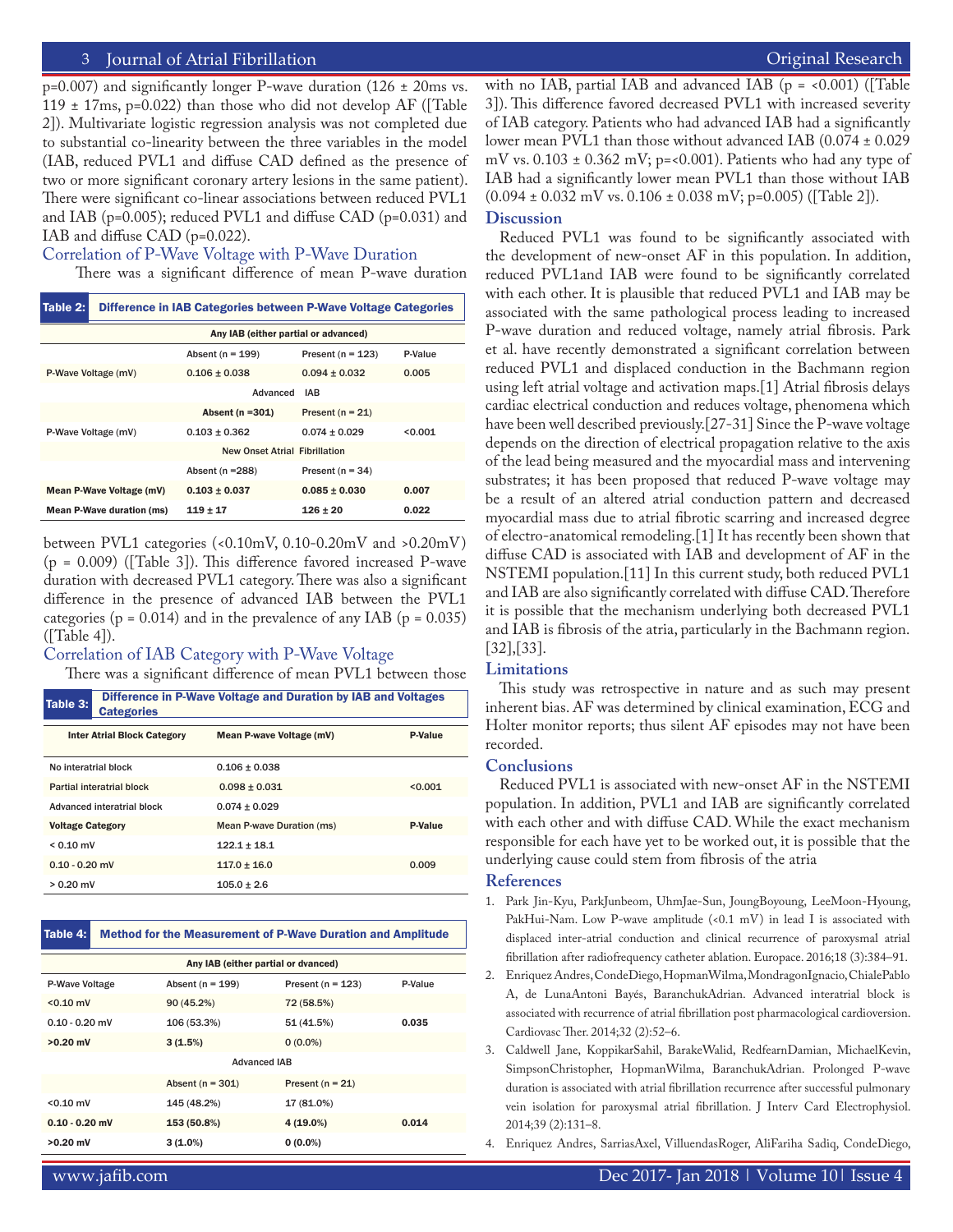p=0.007) and significantly longer P-wave duration (126 ± 20ms vs. 119 ± 17ms, p=0.022) than those who did not develop AF ([Table 2]). Multivariate logistic regression analysis was not completed due to substantial co-linearity between the three variables in the model (IAB, reduced PVL1 and diffuse CAD defined as the presence of two or more significant coronary artery lesions in the same patient). There were significant co-linear associations between reduced PVL1 and IAB (p=0.005); reduced PVL1 and diffuse CAD (p=0.031) and IAB and diffuse CAD (p=0.022).

## Correlation of P-Wave Voltage with P-Wave Duration

There was a significant difference of mean P-wave duration between PVL1 categories (<0.10mV, 0.10-0.20mV and >0.20mV) (p = 0.009) ([Table 3]). This difference favored increased P-wave duration with decreased PVL1 category. There was also a significant difference in the presence of advanced IAB between the PVL1 categories (p = 0.014) and in the prevalence of any IAB (p = 0.035) ([Table 4]).

**Table 2: Difference in IAB Categories between P-Wave Voltage Categories**

| | Any IAB (either partial or advanced) | | |
|---|---|---|---|
| | Absent (n = 199) | Present (n = 123) | P-Value |
| P-Wave Voltage (mV) | 0.106 ± 0.038 | 0.094 ± 0.032 | 0.005 |
| | Advanced IAB | | |
| | **Absent (n =301)** | **Present (n = 21)** | |
| P-Wave Voltage (mV) | 0.103 ± 0.362 | 0.074 ± 0.029 | <0.001 |
| | New Onset Atrial Fibrillation | | |
| | Absent (n =288) | Present (n = 34) | |
| **Mean P-Wave Voltage (mV)** | **0.103 ± 0.037** | **0.085 ± 0.030** | **0.007** |
| **Mean P-Wave duration (ms)** | **119 ± 17** | **126 ± 20** | **0.022** |

## Correlation of IAB Category with P-Wave Voltage

There was a significant difference of mean PVL1 between those with no IAB, partial IAB and advanced IAB (p = <0.001) ([Table 3]). This difference favored decreased PVL1 with increased severity of IAB category. Patients who had advanced IAB had a significantly lower mean PVL1 than those without advanced IAB (0.074 ± 0.029 mV vs. 0.103 ± 0.362 mV; p=<0.001). Patients who had any type of IAB had a significantly lower mean PVL1 than those without IAB (0.094 ± 0.032 mV vs. 0.106 ± 0.038 mV; p=0.005) ([Table 2]).

**Table 3: Difference in P-Wave Voltage and Duration by IAB and Voltages Categories**

| Inter Atrial Block Category | Mean P-wave Voltage (mV) | P-Value |
|---|---|---|
| No interatrial block | 0.106 ± 0.038 | |
| Partial interatrial block | 0.098 ± 0.031 | <0.001 |
| Advanced interatrial block | 0.074 ± 0.029 | |
| **Voltage Category** | **Mean P-wave Duration (ms)** | **P-Value** |
| < 0.10 mV | 122.1 ± 18.1 | |
| 0.10 - 0.20 mV | 117.0 ± 16.0 | 0.009 |
| > 0.20 mV | 105.0 ± 2.6 | |

**Table 4: Method for the Measurement of P-Wave Duration and Amplitude**

| | Any IAB (either partial or dvanced) | | |
|---|---|---|---|
| P-Wave Voltage | Absent (n = 199) | Present (n = 123) | P-Value |
| **<0.10 mV** | **90 (45.2%)** | **72 (58.5%)** | |
| 0.10 - 0.20 mV | 106 (53.3%) | 51 (41.5%) | **0.035** |
| **>0.20 mV** | **3 (1.5%)** | **0 (0.0%)** | |
| | Advanced IAB | | |
| | Absent (n = 301) | Present (n = 21) | |
| <0.10 mV | 145 (48.2%) | 17 (81.0%) | |
| **0.10 - 0.20 mV** | **153 (50.8%)** | **4 (19.0%)** | **0.014** |
| **>0.20 mV** | **3 (1.0%)** | **0 (0.0%)** | |

## Discussion

Reduced PVL1 was found to be significantly associated with the development of new-onset AF in this population. In addition, reduced PVL1and IAB were found to be significantly correlated with each other. It is plausible that reduced PVL1 and IAB may be associated with the same pathological process leading to increased P-wave duration and reduced voltage, namely atrial fibrosis. Park et al. have recently demonstrated a significant correlation between reduced PVL1 and displaced conduction in the Bachmann region using left atrial voltage and activation maps.[1] Atrial fibrosis delays cardiac electrical conduction and reduces voltage, phenomena which have been well described previously.[27-31] Since the P-wave voltage depends on the direction of electrical propagation relative to the axis of the lead being measured and the myocardial mass and intervening substrates; it has been proposed that reduced P-wave voltage may be a result of an altered atrial conduction pattern and decreased myocardial mass due to atrial fibrotic scarring and increased degree of electro-anatomical remodeling.[1] It has recently been shown that diffuse CAD is associated with IAB and development of AF in the NSTEMI population.[11] In this current study, both reduced PVL1 and IAB are also significantly correlated with diffuse CAD. Therefore it is possible that the mechanism underlying both decreased PVL1 and IAB is fibrosis of the atria, particularly in the Bachmann region.[32],[33].

## Limitations

This study was retrospective in nature and as such may present inherent bias. AF was determined by clinical examination, ECG and Holter monitor reports; thus silent AF episodes may not have been recorded.

## Conclusions

Reduced PVL1 is associated with new-onset AF in the NSTEMI population. In addition, PVL1 and IAB are significantly correlated with each other and with diffuse CAD. While the exact mechanism responsible for each have yet to be worked out, it is possible that the underlying cause could stem from fibrosis of the atria

## References

1. Park Jin-Kyu, ParkJunbeom, UhmJae-Sun, JoungBoyoung, LeeMoon-Hyoung, PakHui-Nam. Low P-wave amplitude (<0.1 mV) in lead I is associated with displaced inter-atrial conduction and clinical recurrence of paroxysmal atrial fibrillation after radiofrequency catheter ablation. Europace. 2016;18 (3):384–91.
2. Enriquez Andres, CondeDiego, HopmanWilma, MondragonIgnacio, ChialePablo A, de LunaAntoni Bayés, BaranchukAdrian. Advanced interatrial block is associated with recurrence of atrial fibrillation post pharmacological cardioversion. Cardiovasc Ther. 2014;32 (2):52–6.
3. Caldwell Jane, KoppikarSahil, BarakeWalid, RedfearnDamian, MichaelKevin, SimpsonChristopher, HopmanWilma, BaranchukAdrian. Prolonged P-wave duration is associated with atrial fibrillation recurrence after successful pulmonary vein isolation for paroxysmal atrial fibrillation. J Interv Card Electrophysiol. 2014;39 (2):131–8.
4. Enriquez Andres, SarriasAxel, VilluendasRoger, AliFariha Sadiq, CondeDiego,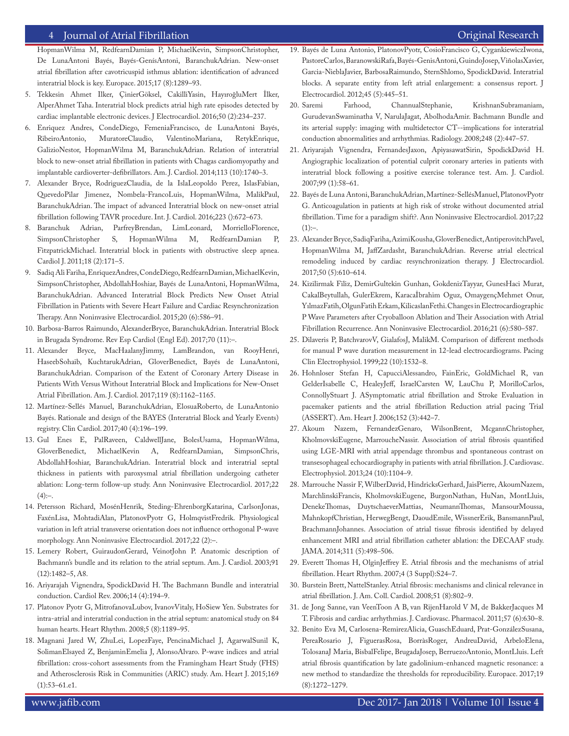HopmanWilma M, RedfearnDamian P, MichaelKevin, SimpsonChristopher, De LunaAntoni Bayés, Bayés-GenísAntoni, BaranchukAdrian. New-onset atrial fibrillation after cavotricuspid isthmus ablation: identification of advanced interatrial block is key. Europace. 2015;17 (8):1289–93.

5. Tekkesin Ahmet Ilker, ÇinierGöksel, CakilliYasin, HayıroğluMert İlker, AlperAhmet Taha. Interatrial block predicts atrial high rate episodes detected by cardiac implantable electronic devices. J Electrocardiol. 2016;50 (2):234–237.
6. Enriquez Andres, CondeDiego, FemeniaFrancisco, de LunaAntoni Bayés, RibeiroAntonio, MuratoreClaudio, ValentinoMariana, RetykEnrique, GalizioNestor, HopmanWilma M, BaranchukAdrian. Relation of interatrial block to new-onset atrial fibrillation in patients with Chagas cardiomyopathy and implantable cardioverter-defibrillators. Am. J. Cardiol. 2014;113 (10):1740–3.
7. Alexander Bryce, RodriguezClaudia, de la IslaLeopoldo Perez, IslasFabian, QuevedoPilar Jimenez, Nombela-FrancoLuis, HopmanWilma, MalikPaul, BaranchukAdrian. The impact of advanced Interatrial block on new-onset atrial fibrillation following TAVR procedure. Int. J. Cardiol. 2016;223 ():672–673.
8. Baranchuk Adrian, ParfreyBrendan, LimLeonard, MorrielloFlorence, SimpsonChristopher S, HopmanWilma M, RedfearnDamian P, FitzpatrickMichael. Interatrial block in patients with obstructive sleep apnea. Cardiol J. 2011;18 (2):171–5.
9. Sadiq Ali Fariha, EnriquezAndres, CondeDiego, RedfearnDamian, MichaelKevin, SimpsonChristopher, AbdollahHoshiar, Bayés de LunaAntoni, HopmanWilma, BaranchukAdrian. Advanced Interatrial Block Predicts New Onset Atrial Fibrillation in Patients with Severe Heart Failure and Cardiac Resynchronization Therapy. Ann Noninvasive Electrocardiol. 2015;20 (6):586–91.
10. Barbosa-Barros Raimundo, AlexanderBryce, BaranchukAdrian. Interatrial Block in Brugada Syndrome. Rev Esp Cardiol (Engl Ed). 2017;70 (11):–.
11. Alexander Bryce, MacHaalanyJimmy, LamBrandon, van RooyHenri, HaseebSohaib, KuchtarukAdrian, GloverBenedict, Bayés de LunaAntoni, BaranchukAdrian. Comparison of the Extent of Coronary Artery Disease in Patients With Versus Without Interatrial Block and Implications for New-Onset Atrial Fibrillation. Am. J. Cardiol. 2017;119 (8):1162–1165.
12. Martínez-Sellés Manuel, BaranchukAdrian, ElosuaRoberto, de LunaAntonio Bayés. Rationale and design of the BAYES (Interatrial Block and Yearly Events) registry. Clin Cardiol. 2017;40 (4):196–199.
13. Gul Enes E, PalRaveen, CaldwellJane, BolesUsama, HopmanWilma, GloverBenedict, MichaelKevin A, RedfearnDamian, SimpsonChris, AbdollahHoshiar, BaranchukAdrian. Interatrial block and interatrial septal thickness in patients with paroxysmal atrial fibrillation undergoing catheter ablation: Long-term follow-up study. Ann Noninvasive Electrocardiol. 2017;22 (4):–.
14. Petersson Richard, MosénHenrik, Steding-EhrenborgKatarina, CarlsonJonas, FaxénLisa, MohtadiAlan, PlatonovPyotr G, HolmqvistFredrik. Physiological variation in left atrial transverse orientation does not influence orthogonal P-wave morphology. Ann Noninvasive Electrocardiol. 2017;22 (2):–.
15. Lemery Robert, GuiraudonGerard, VeinotJohn P. Anatomic description of Bachmann's bundle and its relation to the atrial septum. Am. J. Cardiol. 2003;91 (12):1482–5, A8.
16. Ariyarajah Vignendra, SpodickDavid H. The Bachmann Bundle and interatrial conduction. Cardiol Rev. 2006;14 (4):194–9.
17. Platonov Pyotr G, MitrofanovaLubov, IvanovVitaly, HoSiew Yen. Substrates for intra-atrial and interatrial conduction in the atrial septum: anatomical study on 84 human hearts. Heart Rhythm. 2008;5 (8):1189–95.
18. Magnani Jared W, ZhuLei, LopezFaye, PencinaMichael J, AgarwalSunil K, SolimanElsayed Z, BenjaminEmelia J, AlonsoAlvaro. P-wave indices and atrial fibrillation: cross-cohort assessments from the Framingham Heart Study (FHS) and Atherosclerosis Risk in Communities (ARIC) study. Am. Heart J. 2015;169 (1):53–61.e1.
19. Bayés de Luna Antonio, PlatonovPyotr, CosioFrancisco G, CygankiewiczIwona, PastoreCarlos, BaranowskiRafa, Bayés-GenisAntoni, GuindoJosep, ViñolasXavier, Garcia-NieblaJavier, BarbosaRaimundo, SternShlomo, SpodickDavid. Interatrial blocks. A separate entity from left atrial enlargement: a consensus report. J Electrocardiol. 2012;45 (5):445–51.
20. Saremi Farhood, ChannualStephanie, KrishnanSubramaniam, GurudevanSwaminatha V, NarulaJagat, AbolhodaAmir. Bachmann Bundle and its arterial supply: imaging with multidetector CT--implications for interatrial conduction abnormalities and arrhythmias. Radiology. 2008;248 (2):447–57.
21. Ariyarajah Vignendra, FernandesJaxon, ApiyasawatSirin, SpodickDavid H. Angiographic localization of potential culprit coronary arteries in patients with interatrial block following a positive exercise tolerance test. Am. J. Cardiol. 2007;99 (1):58–61.
22. Bayés de Luna Antoni, BaranchukAdrian, Martínez-SellésManuel, PlatonovPyotr G. Anticoagulation in patients at high risk of stroke without documented atrial fibrillation. Time for a paradigm shift?. Ann Noninvasive Electrocardiol. 2017;22 (1):–.
23. Alexander Bryce, SadiqFariha, AzimiKousha, GloverBenedict, AntiperovitchPavel, HopmanWilma M, JaffZardasht, BaranchukAdrian. Reverse atrial electrical remodeling induced by cardiac resynchronization therapy. J Electrocardiol. 2017;50 (5):610–614.
24. Kizilirmak Filiz, DemirGultekin Gunhan, GokdenizTayyar, GunesHaci Murat, CakalBeytullah, GulerEkrem, Karaçaİbrahim Oguz, OmaygençMehmet Onur, YılmazFatih, OlgunFatih Erkam, KilicaslanFethi. Changes in Electrocardiographic P Wave Parameters after Cryoballoon Ablation and Their Association with Atrial Fibrillation Recurrence. Ann Noninvasive Electrocardiol. 2016;21 (6):580–587.
25. Dilaveris P, BatchvarovV, GialafosJ, MalikM. Comparison of different methods for manual P wave duration measurement in 12-lead electrocardiograms. Pacing Clin Electrophysiol. 1999;22 (10):1532–8.
26. Hohnloser Stefan H, CapucciAlessandro, FainEric, GoldMichael R, van GelderIsabelle C, HealeyJeff, IsraelCarsten W, LauChu P, MorilloCarlos, ConnollyStuart J. ASymptomatic atrial fibrillation and Stroke Evaluation in pacemaker patients and the atrial fibrillation Reduction atrial pacing Trial (ASSERT). Am. Heart J. 2006;152 (3):442–7.
27. Akoum Nazem, FernandezGenaro, WilsonBrent, McgannChristopher, KholmovskiEugene, MarroucheNassir. Association of atrial fibrosis quantified using LGE-MRI with atrial appendage thrombus and spontaneous contrast on transesophageal echocardiography in patients with atrial fibrillation. J. Cardiovasc. Electrophysiol. 2013;24 (10):1104–9.
28. Marrouche Nassir F, WilberDavid, HindricksGerhard, JaisPierre, AkoumNazem, MarchlinskiFrancis, KholmovskiEugene, BurgonNathan, HuNan, MontLluis, DenekeThomas, DuytschaeverMattias, NeumannThomas, MansourMoussa, MahnkopfChristian, HerwegBengt, DaoudEmile, WissnerErik, BansmannPaul, BrachmannJohannes. Association of atrial tissue fibrosis identified by delayed enhancement MRI and atrial fibrillation catheter ablation: the DECAAF study. JAMA. 2014;311 (5):498–506.
29. Everett Thomas H, OlginJeffrey E. Atrial fibrosis and the mechanisms of atrial fibrillation. Heart Rhythm. 2007;4 (3 Suppl):S24–7.
30. Burstein Brett, NattelStanley. Atrial fibrosis: mechanisms and clinical relevance in atrial fibrillation. J. Am. Coll. Cardiol. 2008;51 (8):802–9.
31. de Jong Sanne, van VeenToon A B, van RijenHarold V M, de BakkerJacques M T. Fibrosis and cardiac arrhythmias. J. Cardiovasc. Pharmacol. 2011;57 (6):630–8.
32. Benito Eva M, Carlosena-RemirezAlicia, GuaschEduard, Prat-GonzálezSusana, PereaRosario J, FiguerasRosa, BorràsRoger, AndreuDavid, ArbeloElena, TolosanaJ Maria, BisbalFelipe, BrugadaJosep, BerruezoAntonio, MontLluis. Left atrial fibrosis quantification by late gadolinium-enhanced magnetic resonance: a new method to standardize the thresholds for reproducibility. Europace. 2017;19 (8):1272–1279.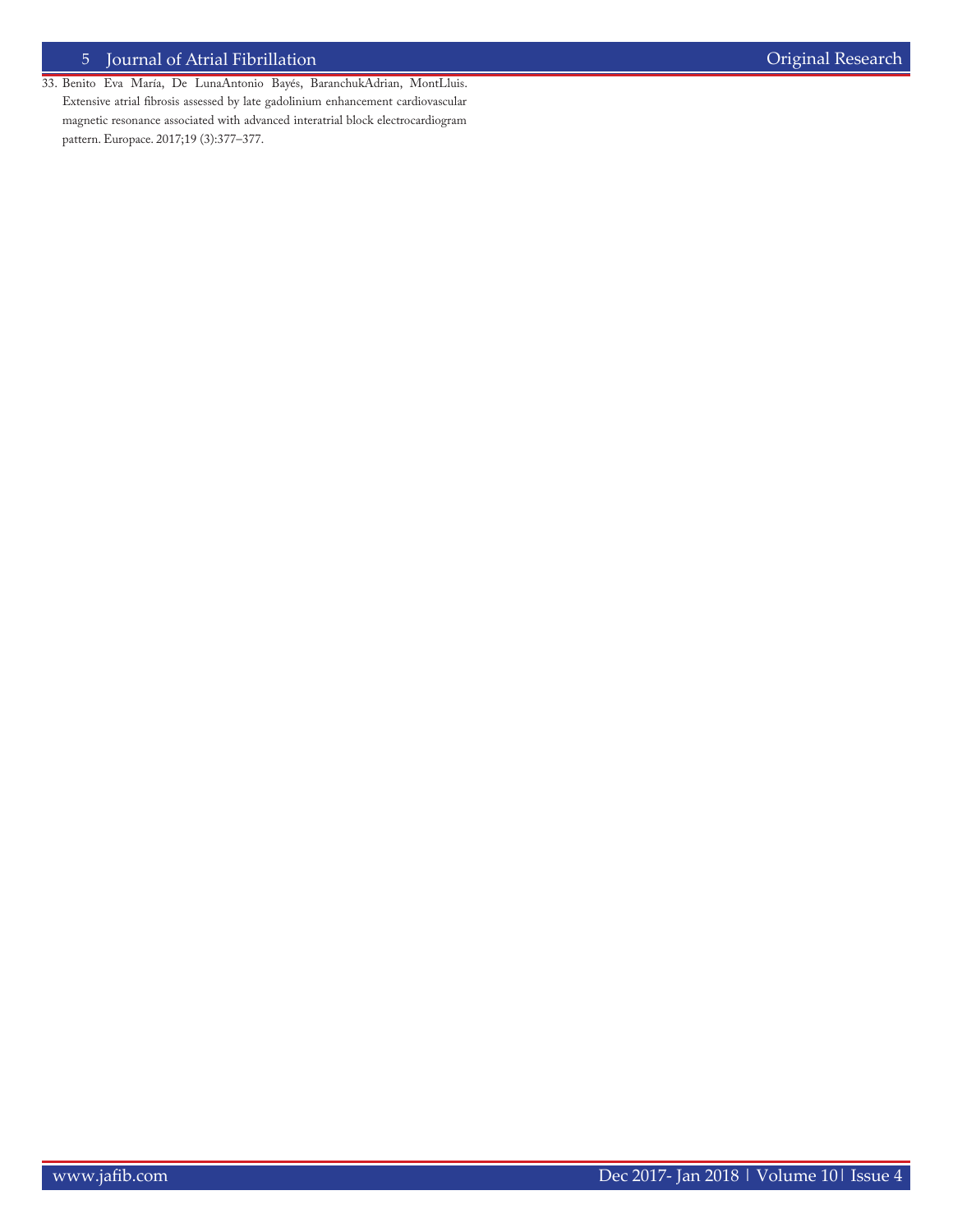33. Benito Eva María, De LunaAntonio Bayés, BaranchukAdrian, MontLluis. Extensive atrial fibrosis assessed by late gadolinium enhancement cardiovascular magnetic resonance associated with advanced interatrial block electrocardiogram pattern. Europace. 2017;19 (3):377–377.